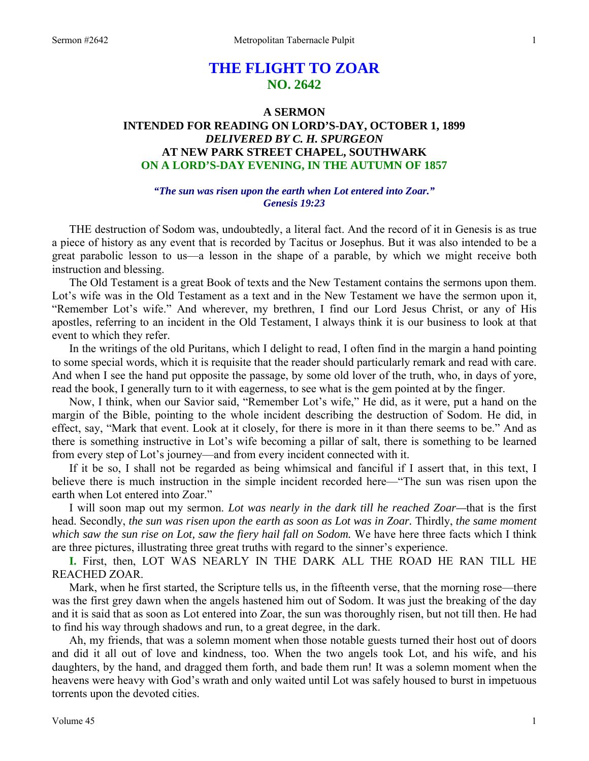# THE FLIGHT TO ZOAR
## NO. 2642

### A SERMON
### INTENDED FOR READING ON LORD'S-DAY, OCTOBER 1, 1899
### *DELIVERED BY C. H. SPURGEON*
### AT NEW PARK STREET CHAPEL, SOUTHWARK
### ON A LORD'S-DAY EVENING, IN THE AUTUMN OF 1857

***"The sun was risen upon the earth when Lot entered into Zoar."***
***Genesis 19:23***

THE destruction of Sodom was, undoubtedly, a literal fact. And the record of it in Genesis is as true a piece of history as any event that is recorded by Tacitus or Josephus. But it was also intended to be a great parabolic lesson to us—a lesson in the shape of a parable, by which we might receive both instruction and blessing.

The Old Testament is a great Book of texts and the New Testament contains the sermons upon them. Lot's wife was in the Old Testament as a text and in the New Testament we have the sermon upon it, "Remember Lot's wife." And wherever, my brethren, I find our Lord Jesus Christ, or any of His apostles, referring to an incident in the Old Testament, I always think it is our business to look at that event to which they refer.

In the writings of the old Puritans, which I delight to read, I often find in the margin a hand pointing to some special words, which it is requisite that the reader should particularly remark and read with care. And when I see the hand put opposite the passage, by some old lover of the truth, who, in days of yore, read the book, I generally turn to it with eagerness, to see what is the gem pointed at by the finger.

Now, I think, when our Savior said, "Remember Lot's wife," He did, as it were, put a hand on the margin of the Bible, pointing to the whole incident describing the destruction of Sodom. He did, in effect, say, "Mark that event. Look at it closely, for there is more in it than there seems to be." And as there is something instructive in Lot's wife becoming a pillar of salt, there is something to be learned from every step of Lot's journey—and from every incident connected with it.

If it be so, I shall not be regarded as being whimsical and fanciful if I assert that, in this text, I believe there is much instruction in the simple incident recorded here—"The sun was risen upon the earth when Lot entered into Zoar."

I will soon map out my sermon. *Lot was nearly in the dark till he reached Zoar—*that is the first head. Secondly, *the sun was risen upon the earth as soon as Lot was in Zoar.* Thirdly, *the same moment which saw the sun rise on Lot, saw the fiery hail fall on Sodom.* We have here three facts which I think are three pictures, illustrating three great truths with regard to the sinner's experience.

**I.** First, then, LOT WAS NEARLY IN THE DARK ALL THE ROAD HE RAN TILL HE REACHED ZOAR.

Mark, when he first started, the Scripture tells us, in the fifteenth verse, that the morning rose—there was the first grey dawn when the angels hastened him out of Sodom. It was just the breaking of the day and it is said that as soon as Lot entered into Zoar, the sun was thoroughly risen, but not till then. He had to find his way through shadows and run, to a great degree, in the dark.

Ah, my friends, that was a solemn moment when those notable guests turned their host out of doors and did it all out of love and kindness, too. When the two angels took Lot, and his wife, and his daughters, by the hand, and dragged them forth, and bade them run! It was a solemn moment when the heavens were heavy with God's wrath and only waited until Lot was safely housed to burst in impetuous torrents upon the devoted cities.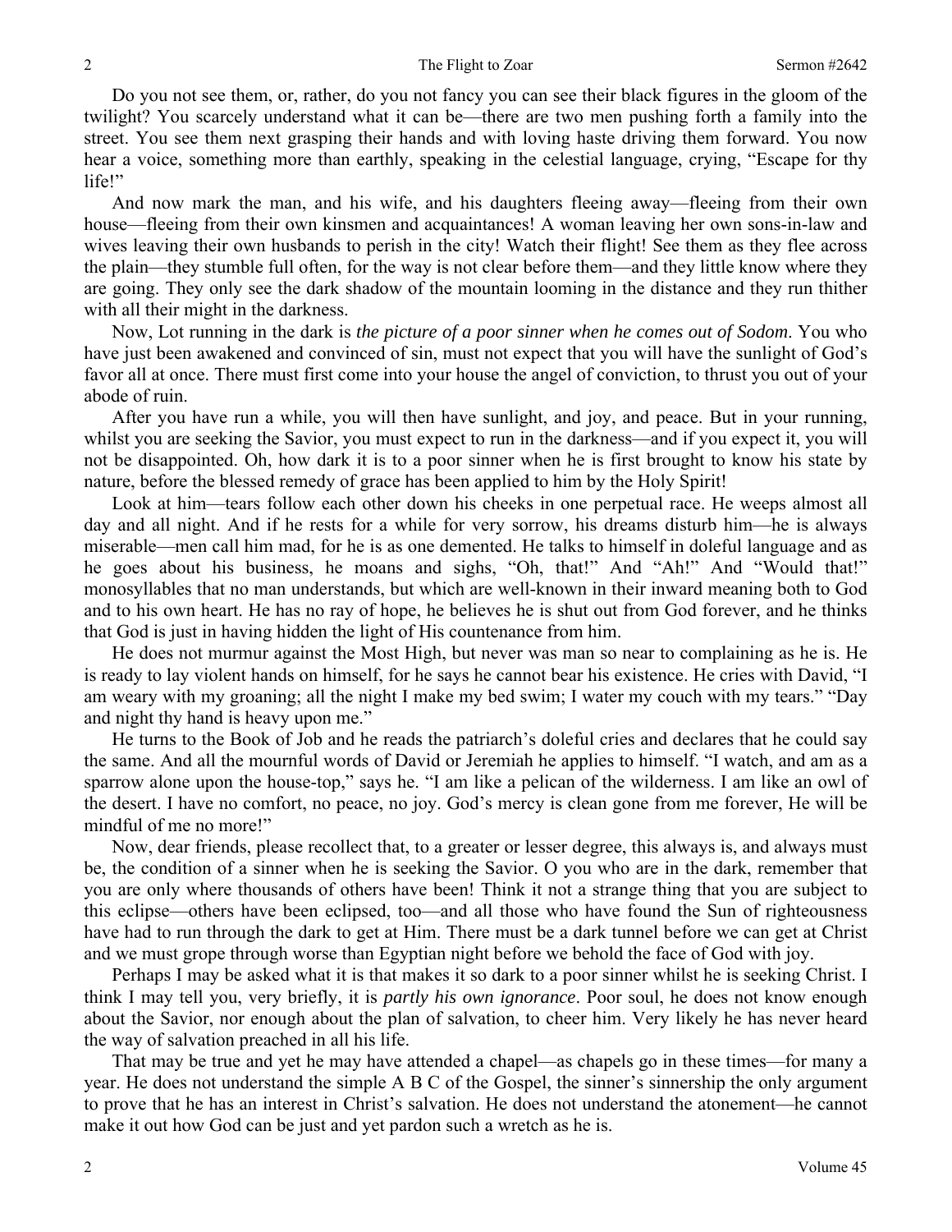Do you not see them, or, rather, do you not fancy you can see their black figures in the gloom of the twilight? You scarcely understand what it can be—there are two men pushing forth a family into the street. You see them next grasping their hands and with loving haste driving them forward. You now hear a voice, something more than earthly, speaking in the celestial language, crying, "Escape for thy life!"

And now mark the man, and his wife, and his daughters fleeing away—fleeing from their own house—fleeing from their own kinsmen and acquaintances! A woman leaving her own sons-in-law and wives leaving their own husbands to perish in the city! Watch their flight! See them as they flee across the plain—they stumble full often, for the way is not clear before them—and they little know where they are going. They only see the dark shadow of the mountain looming in the distance and they run thither with all their might in the darkness.

Now, Lot running in the dark is *the picture of a poor sinner when he comes out of Sodom*. You who have just been awakened and convinced of sin, must not expect that you will have the sunlight of God's favor all at once. There must first come into your house the angel of conviction, to thrust you out of your abode of ruin.

After you have run a while, you will then have sunlight, and joy, and peace. But in your running, whilst you are seeking the Savior, you must expect to run in the darkness—and if you expect it, you will not be disappointed. Oh, how dark it is to a poor sinner when he is first brought to know his state by nature, before the blessed remedy of grace has been applied to him by the Holy Spirit!

Look at him—tears follow each other down his cheeks in one perpetual race. He weeps almost all day and all night. And if he rests for a while for very sorrow, his dreams disturb him—he is always miserable—men call him mad, for he is as one demented. He talks to himself in doleful language and as he goes about his business, he moans and sighs, "Oh, that!" And "Ah!" And "Would that!" monosyllables that no man understands, but which are well-known in their inward meaning both to God and to his own heart. He has no ray of hope, he believes he is shut out from God forever, and he thinks that God is just in having hidden the light of His countenance from him.

He does not murmur against the Most High, but never was man so near to complaining as he is. He is ready to lay violent hands on himself, for he says he cannot bear his existence. He cries with David, "I am weary with my groaning; all the night I make my bed swim; I water my couch with my tears." "Day and night thy hand is heavy upon me."

He turns to the Book of Job and he reads the patriarch's doleful cries and declares that he could say the same. And all the mournful words of David or Jeremiah he applies to himself. "I watch, and am as a sparrow alone upon the house-top," says he. "I am like a pelican of the wilderness. I am like an owl of the desert. I have no comfort, no peace, no joy. God's mercy is clean gone from me forever, He will be mindful of me no more!"

Now, dear friends, please recollect that, to a greater or lesser degree, this always is, and always must be, the condition of a sinner when he is seeking the Savior. O you who are in the dark, remember that you are only where thousands of others have been! Think it not a strange thing that you are subject to this eclipse—others have been eclipsed, too—and all those who have found the Sun of righteousness have had to run through the dark to get at Him. There must be a dark tunnel before we can get at Christ and we must grope through worse than Egyptian night before we behold the face of God with joy.

Perhaps I may be asked what it is that makes it so dark to a poor sinner whilst he is seeking Christ. I think I may tell you, very briefly, it is *partly his own ignorance*. Poor soul, he does not know enough about the Savior, nor enough about the plan of salvation, to cheer him. Very likely he has never heard the way of salvation preached in all his life.

That may be true and yet he may have attended a chapel—as chapels go in these times—for many a year. He does not understand the simple A B C of the Gospel, the sinner's sinnership the only argument to prove that he has an interest in Christ's salvation. He does not understand the atonement—he cannot make it out how God can be just and yet pardon such a wretch as he is.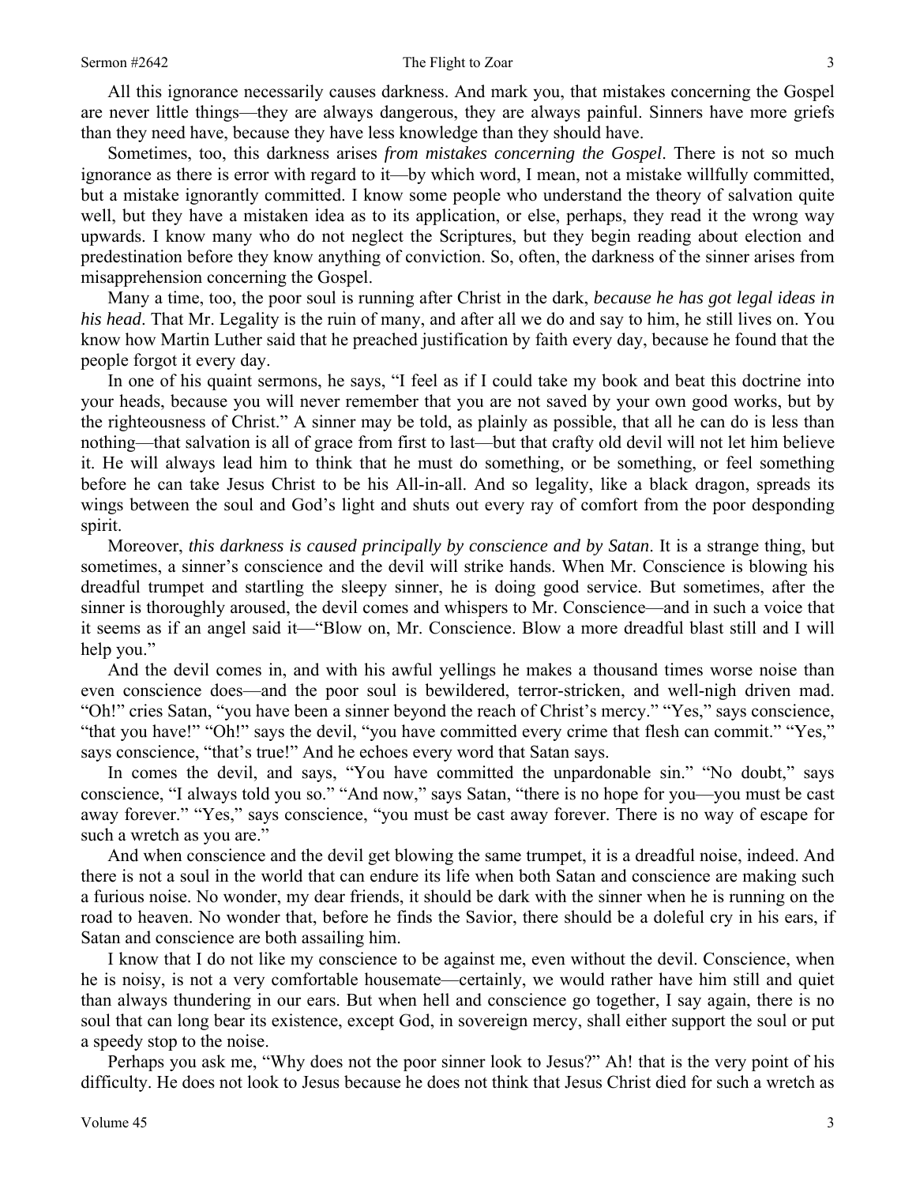All this ignorance necessarily causes darkness. And mark you, that mistakes concerning the Gospel are never little things—they are always dangerous, they are always painful. Sinners have more griefs than they need have, because they have less knowledge than they should have.

Sometimes, too, this darkness arises *from mistakes concerning the Gospel*. There is not so much ignorance as there is error with regard to it—by which word, I mean, not a mistake willfully committed, but a mistake ignorantly committed. I know some people who understand the theory of salvation quite well, but they have a mistaken idea as to its application, or else, perhaps, they read it the wrong way upwards. I know many who do not neglect the Scriptures, but they begin reading about election and predestination before they know anything of conviction. So, often, the darkness of the sinner arises from misapprehension concerning the Gospel.

Many a time, too, the poor soul is running after Christ in the dark, *because he has got legal ideas in his head*. That Mr. Legality is the ruin of many, and after all we do and say to him, he still lives on. You know how Martin Luther said that he preached justification by faith every day, because he found that the people forgot it every day.

In one of his quaint sermons, he says, "I feel as if I could take my book and beat this doctrine into your heads, because you will never remember that you are not saved by your own good works, but by the righteousness of Christ." A sinner may be told, as plainly as possible, that all he can do is less than nothing—that salvation is all of grace from first to last—but that crafty old devil will not let him believe it. He will always lead him to think that he must do something, or be something, or feel something before he can take Jesus Christ to be his All-in-all. And so legality, like a black dragon, spreads its wings between the soul and God's light and shuts out every ray of comfort from the poor desponding spirit.

Moreover, *this darkness is caused principally by conscience and by Satan*. It is a strange thing, but sometimes, a sinner's conscience and the devil will strike hands. When Mr. Conscience is blowing his dreadful trumpet and startling the sleepy sinner, he is doing good service. But sometimes, after the sinner is thoroughly aroused, the devil comes and whispers to Mr. Conscience—and in such a voice that it seems as if an angel said it—"Blow on, Mr. Conscience. Blow a more dreadful blast still and I will help you."

And the devil comes in, and with his awful yellings he makes a thousand times worse noise than even conscience does—and the poor soul is bewildered, terror-stricken, and well-nigh driven mad. "Oh!" cries Satan, "you have been a sinner beyond the reach of Christ's mercy." "Yes," says conscience, "that you have!" "Oh!" says the devil, "you have committed every crime that flesh can commit." "Yes," says conscience, "that's true!" And he echoes every word that Satan says.

In comes the devil, and says, "You have committed the unpardonable sin." "No doubt," says conscience, "I always told you so." "And now," says Satan, "there is no hope for you—you must be cast away forever." "Yes," says conscience, "you must be cast away forever. There is no way of escape for such a wretch as you are."

And when conscience and the devil get blowing the same trumpet, it is a dreadful noise, indeed. And there is not a soul in the world that can endure its life when both Satan and conscience are making such a furious noise. No wonder, my dear friends, it should be dark with the sinner when he is running on the road to heaven. No wonder that, before he finds the Savior, there should be a doleful cry in his ears, if Satan and conscience are both assailing him.

I know that I do not like my conscience to be against me, even without the devil. Conscience, when he is noisy, is not a very comfortable housemate—certainly, we would rather have him still and quiet than always thundering in our ears. But when hell and conscience go together, I say again, there is no soul that can long bear its existence, except God, in sovereign mercy, shall either support the soul or put a speedy stop to the noise.

Perhaps you ask me, "Why does not the poor sinner look to Jesus?" Ah! that is the very point of his difficulty. He does not look to Jesus because he does not think that Jesus Christ died for such a wretch as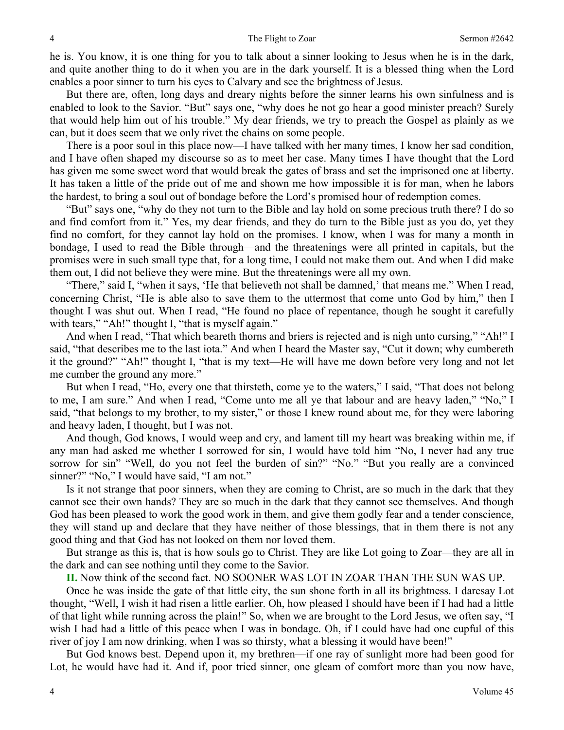he is. You know, it is one thing for you to talk about a sinner looking to Jesus when he is in the dark, and quite another thing to do it when you are in the dark yourself. It is a blessed thing when the Lord enables a poor sinner to turn his eyes to Calvary and see the brightness of Jesus.

But there are, often, long days and dreary nights before the sinner learns his own sinfulness and is enabled to look to the Savior. "But" says one, "why does he not go hear a good minister preach? Surely that would help him out of his trouble." My dear friends, we try to preach the Gospel as plainly as we can, but it does seem that we only rivet the chains on some people.

There is a poor soul in this place now—I have talked with her many times, I know her sad condition, and I have often shaped my discourse so as to meet her case. Many times I have thought that the Lord has given me some sweet word that would break the gates of brass and set the imprisoned one at liberty. It has taken a little of the pride out of me and shown me how impossible it is for man, when he labors the hardest, to bring a soul out of bondage before the Lord's promised hour of redemption comes.

"But" says one, "why do they not turn to the Bible and lay hold on some precious truth there? I do so and find comfort from it." Yes, my dear friends, and they do turn to the Bible just as you do, yet they find no comfort, for they cannot lay hold on the promises. I know, when I was for many a month in bondage, I used to read the Bible through—and the threatenings were all printed in capitals, but the promises were in such small type that, for a long time, I could not make them out. And when I did make them out, I did not believe they were mine. But the threatenings were all my own.

"There," said I, "when it says, 'He that believeth not shall be damned,' that means me." When I read, concerning Christ, "He is able also to save them to the uttermost that come unto God by him," then I thought I was shut out. When I read, "He found no place of repentance, though he sought it carefully with tears," "Ah!" thought I, "that is myself again."

And when I read, "That which beareth thorns and briers is rejected and is nigh unto cursing," "Ah!" I said, "that describes me to the last iota." And when I heard the Master say, "Cut it down; why cumbereth it the ground?" "Ah!" thought I, "that is my text—He will have me down before very long and not let me cumber the ground any more."

But when I read, "Ho, every one that thirsteth, come ye to the waters," I said, "That does not belong to me, I am sure." And when I read, "Come unto me all ye that labour and are heavy laden," "No," I said, "that belongs to my brother, to my sister," or those I knew round about me, for they were laboring and heavy laden, I thought, but I was not.

And though, God knows, I would weep and cry, and lament till my heart was breaking within me, if any man had asked me whether I sorrowed for sin, I would have told him "No, I never had any true sorrow for sin" "Well, do you not feel the burden of sin?" "No." "But you really are a convinced sinner?" "No," I would have said, "I am not."

Is it not strange that poor sinners, when they are coming to Christ, are so much in the dark that they cannot see their own hands? They are so much in the dark that they cannot see themselves. And though God has been pleased to work the good work in them, and give them godly fear and a tender conscience, they will stand up and declare that they have neither of those blessings, that in them there is not any good thing and that God has not looked on them nor loved them.

But strange as this is, that is how souls go to Christ. They are like Lot going to Zoar—they are all in the dark and can see nothing until they come to the Savior.

**II.** Now think of the second fact. NO SOONER WAS LOT IN ZOAR THAN THE SUN WAS UP.

Once he was inside the gate of that little city, the sun shone forth in all its brightness. I daresay Lot thought, "Well, I wish it had risen a little earlier. Oh, how pleased I should have been if I had had a little of that light while running across the plain!" So, when we are brought to the Lord Jesus, we often say, "I wish I had had a little of this peace when I was in bondage. Oh, if I could have had one cupful of this river of joy I am now drinking, when I was so thirsty, what a blessing it would have been!"

But God knows best. Depend upon it, my brethren—if one ray of sunlight more had been good for Lot, he would have had it. And if, poor tried sinner, one gleam of comfort more than you now have,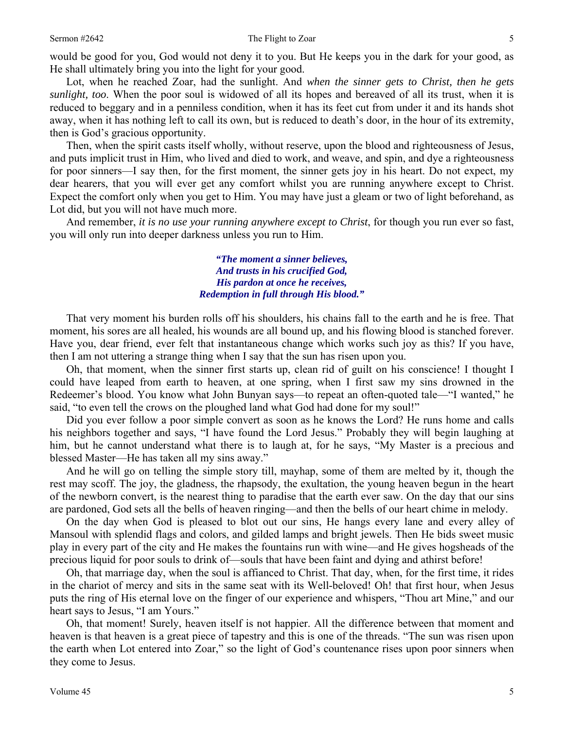would be good for you, God would not deny it to you. But He keeps you in the dark for your good, as He shall ultimately bring you into the light for your good.

Lot, when he reached Zoar, had the sunlight. And *when the sinner gets to Christ, then he gets sunlight, too*. When the poor soul is widowed of all its hopes and bereaved of all its trust, when it is reduced to beggary and in a penniless condition, when it has its feet cut from under it and its hands shot away, when it has nothing left to call its own, but is reduced to death's door, in the hour of its extremity, then is God's gracious opportunity.

Then, when the spirit casts itself wholly, without reserve, upon the blood and righteousness of Jesus, and puts implicit trust in Him, who lived and died to work, and weave, and spin, and dye a righteousness for poor sinners—I say then, for the first moment, the sinner gets joy in his heart. Do not expect, my dear hearers, that you will ever get any comfort whilst you are running anywhere except to Christ. Expect the comfort only when you get to Him. You may have just a gleam or two of light beforehand, as Lot did, but you will not have much more.

And remember, *it is no use your running anywhere except to Christ*, for though you run ever so fast, you will only run into deeper darkness unless you run to Him.

> ***"The moment a sinner believes,***
> ***And trusts in his crucified God,***
> ***His pardon at once he receives,***
> ***Redemption in full through His blood."***

That very moment his burden rolls off his shoulders, his chains fall to the earth and he is free. That moment, his sores are all healed, his wounds are all bound up, and his flowing blood is stanched forever. Have you, dear friend, ever felt that instantaneous change which works such joy as this? If you have, then I am not uttering a strange thing when I say that the sun has risen upon you.

Oh, that moment, when the sinner first starts up, clean rid of guilt on his conscience! I thought I could have leaped from earth to heaven, at one spring, when I first saw my sins drowned in the Redeemer's blood. You know what John Bunyan says—to repeat an often-quoted tale—"I wanted," he said, "to even tell the crows on the ploughed land what God had done for my soul!"

Did you ever follow a poor simple convert as soon as he knows the Lord? He runs home and calls his neighbors together and says, "I have found the Lord Jesus." Probably they will begin laughing at him, but he cannot understand what there is to laugh at, for he says, "My Master is a precious and blessed Master—He has taken all my sins away."

And he will go on telling the simple story till, mayhap, some of them are melted by it, though the rest may scoff. The joy, the gladness, the rhapsody, the exultation, the young heaven begun in the heart of the newborn convert, is the nearest thing to paradise that the earth ever saw. On the day that our sins are pardoned, God sets all the bells of heaven ringing—and then the bells of our heart chime in melody.

On the day when God is pleased to blot out our sins, He hangs every lane and every alley of Mansoul with splendid flags and colors, and gilded lamps and bright jewels. Then He bids sweet music play in every part of the city and He makes the fountains run with wine—and He gives hogsheads of the precious liquid for poor souls to drink of—souls that have been faint and dying and athirst before!

Oh, that marriage day, when the soul is affianced to Christ. That day, when, for the first time, it rides in the chariot of mercy and sits in the same seat with its Well-beloved! Oh! that first hour, when Jesus puts the ring of His eternal love on the finger of our experience and whispers, "Thou art Mine," and our heart says to Jesus, "I am Yours."

Oh, that moment! Surely, heaven itself is not happier. All the difference between that moment and heaven is that heaven is a great piece of tapestry and this is one of the threads. "The sun was risen upon the earth when Lot entered into Zoar," so the light of God's countenance rises upon poor sinners when they come to Jesus.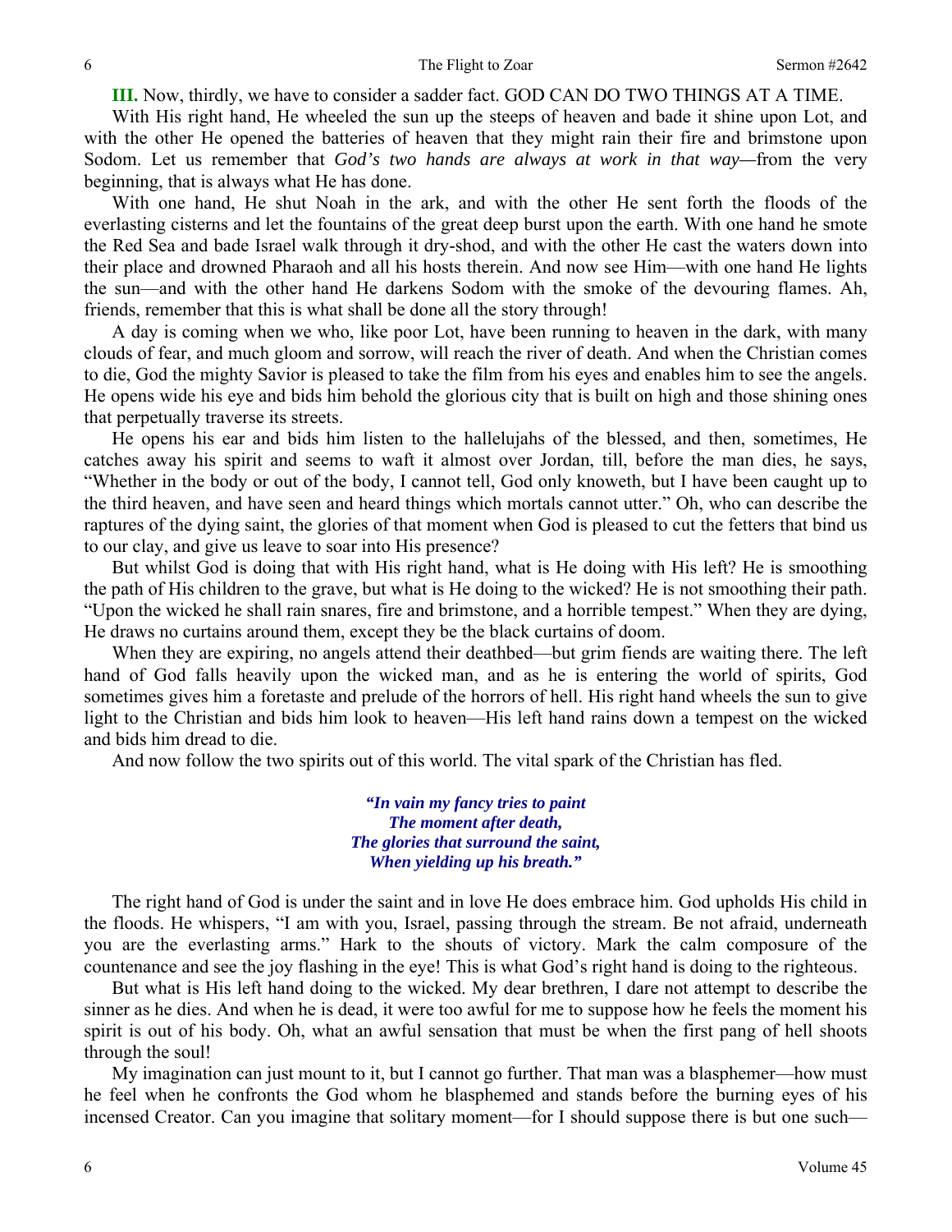**III.** Now, thirdly, we have to consider a sadder fact. GOD CAN DO TWO THINGS AT A TIME.

With His right hand, He wheeled the sun up the steeps of heaven and bade it shine upon Lot, and with the other He opened the batteries of heaven that they might rain their fire and brimstone upon Sodom. Let us remember that *God's two hands are always at work in that way*—from the very beginning, that is always what He has done.

With one hand, He shut Noah in the ark, and with the other He sent forth the floods of the everlasting cisterns and let the fountains of the great deep burst upon the earth. With one hand he smote the Red Sea and bade Israel walk through it dry-shod, and with the other He cast the waters down into their place and drowned Pharaoh and all his hosts therein. And now see Him—with one hand He lights the sun—and with the other hand He darkens Sodom with the smoke of the devouring flames. Ah, friends, remember that this is what shall be done all the story through!

A day is coming when we who, like poor Lot, have been running to heaven in the dark, with many clouds of fear, and much gloom and sorrow, will reach the river of death. And when the Christian comes to die, God the mighty Savior is pleased to take the film from his eyes and enables him to see the angels. He opens wide his eye and bids him behold the glorious city that is built on high and those shining ones that perpetually traverse its streets.

He opens his ear and bids him listen to the hallelujahs of the blessed, and then, sometimes, He catches away his spirit and seems to waft it almost over Jordan, till, before the man dies, he says, "Whether in the body or out of the body, I cannot tell, God only knoweth, but I have been caught up to the third heaven, and have seen and heard things which mortals cannot utter." Oh, who can describe the raptures of the dying saint, the glories of that moment when God is pleased to cut the fetters that bind us to our clay, and give us leave to soar into His presence?

But whilst God is doing that with His right hand, what is He doing with His left? He is smoothing the path of His children to the grave, but what is He doing to the wicked? He is not smoothing their path. "Upon the wicked he shall rain snares, fire and brimstone, and a horrible tempest." When they are dying, He draws no curtains around them, except they be the black curtains of doom.

When they are expiring, no angels attend their deathbed—but grim fiends are waiting there. The left hand of God falls heavily upon the wicked man, and as he is entering the world of spirits, God sometimes gives him a foretaste and prelude of the horrors of hell. His right hand wheels the sun to give light to the Christian and bids him look to heaven—His left hand rains down a tempest on the wicked and bids him dread to die.

And now follow the two spirits out of this world. The vital spark of the Christian has fled.

> ***"In vain my fancy tries to paint***
> ***The moment after death,***
> ***The glories that surround the saint,***
> ***When yielding up his breath."***

The right hand of God is under the saint and in love He does embrace him. God upholds His child in the floods. He whispers, "I am with you, Israel, passing through the stream. Be not afraid, underneath you are the everlasting arms." Hark to the shouts of victory. Mark the calm composure of the countenance and see the joy flashing in the eye! This is what God's right hand is doing to the righteous.

But what is His left hand doing to the wicked. My dear brethren, I dare not attempt to describe the sinner as he dies. And when he is dead, it were too awful for me to suppose how he feels the moment his spirit is out of his body. Oh, what an awful sensation that must be when the first pang of hell shoots through the soul!

My imagination can just mount to it, but I cannot go further. That man was a blasphemer—how must he feel when he confronts the God whom he blasphemed and stands before the burning eyes of his incensed Creator. Can you imagine that solitary moment—for I should suppose there is but one such—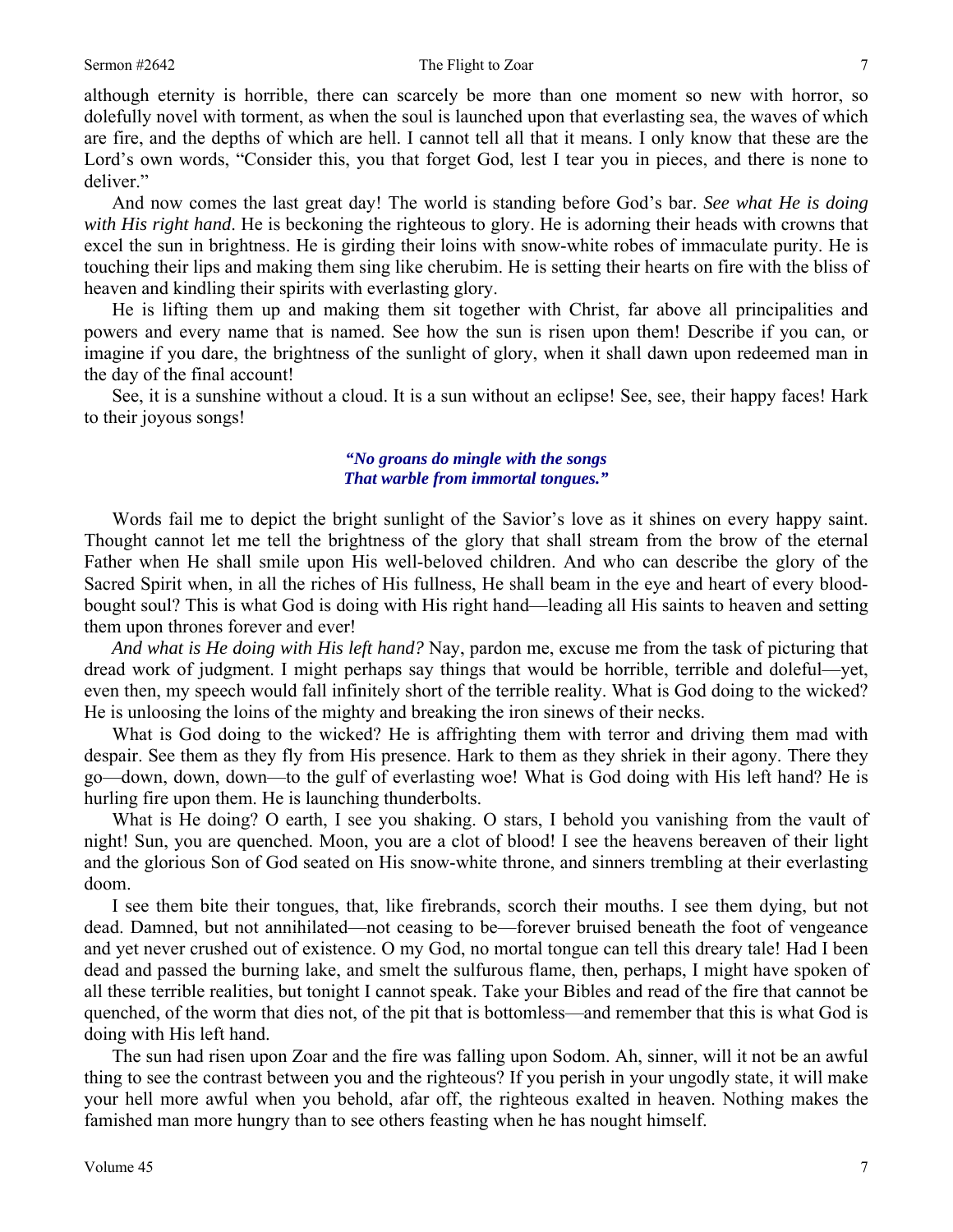although eternity is horrible, there can scarcely be more than one moment so new with horror, so dolefully novel with torment, as when the soul is launched upon that everlasting sea, the waves of which are fire, and the depths of which are hell. I cannot tell all that it means. I only know that these are the Lord's own words, "Consider this, you that forget God, lest I tear you in pieces, and there is none to deliver."

And now comes the last great day! The world is standing before God's bar. *See what He is doing with His right hand*. He is beckoning the righteous to glory. He is adorning their heads with crowns that excel the sun in brightness. He is girding their loins with snow-white robes of immaculate purity. He is touching their lips and making them sing like cherubim. He is setting their hearts on fire with the bliss of heaven and kindling their spirits with everlasting glory.

He is lifting them up and making them sit together with Christ, far above all principalities and powers and every name that is named. See how the sun is risen upon them! Describe if you can, or imagine if you dare, the brightness of the sunlight of glory, when it shall dawn upon redeemed man in the day of the final account!

See, it is a sunshine without a cloud. It is a sun without an eclipse! See, see, their happy faces! Hark to their joyous songs!

> ***"No groans do mingle with the songs***
> ***That warble from immortal tongues."***

Words fail me to depict the bright sunlight of the Savior's love as it shines on every happy saint. Thought cannot let me tell the brightness of the glory that shall stream from the brow of the eternal Father when He shall smile upon His well-beloved children. And who can describe the glory of the Sacred Spirit when, in all the riches of His fullness, He shall beam in the eye and heart of every blood-bought soul? This is what God is doing with His right hand—leading all His saints to heaven and setting them upon thrones forever and ever!

*And what is He doing with His left hand?* Nay, pardon me, excuse me from the task of picturing that dread work of judgment. I might perhaps say things that would be horrible, terrible and doleful—yet, even then, my speech would fall infinitely short of the terrible reality. What is God doing to the wicked? He is unloosing the loins of the mighty and breaking the iron sinews of their necks.

What is God doing to the wicked? He is affrighting them with terror and driving them mad with despair. See them as they fly from His presence. Hark to them as they shriek in their agony. There they go—down, down, down—to the gulf of everlasting woe! What is God doing with His left hand? He is hurling fire upon them. He is launching thunderbolts.

What is He doing? O earth, I see you shaking. O stars, I behold you vanishing from the vault of night! Sun, you are quenched. Moon, you are a clot of blood! I see the heavens bereaven of their light and the glorious Son of God seated on His snow-white throne, and sinners trembling at their everlasting doom.

I see them bite their tongues, that, like firebrands, scorch their mouths. I see them dying, but not dead. Damned, but not annihilated—not ceasing to be—forever bruised beneath the foot of vengeance and yet never crushed out of existence. O my God, no mortal tongue can tell this dreary tale! Had I been dead and passed the burning lake, and smelt the sulfurous flame, then, perhaps, I might have spoken of all these terrible realities, but tonight I cannot speak. Take your Bibles and read of the fire that cannot be quenched, of the worm that dies not, of the pit that is bottomless—and remember that this is what God is doing with His left hand.

The sun had risen upon Zoar and the fire was falling upon Sodom. Ah, sinner, will it not be an awful thing to see the contrast between you and the righteous? If you perish in your ungodly state, it will make your hell more awful when you behold, afar off, the righteous exalted in heaven. Nothing makes the famished man more hungry than to see others feasting when he has nought himself.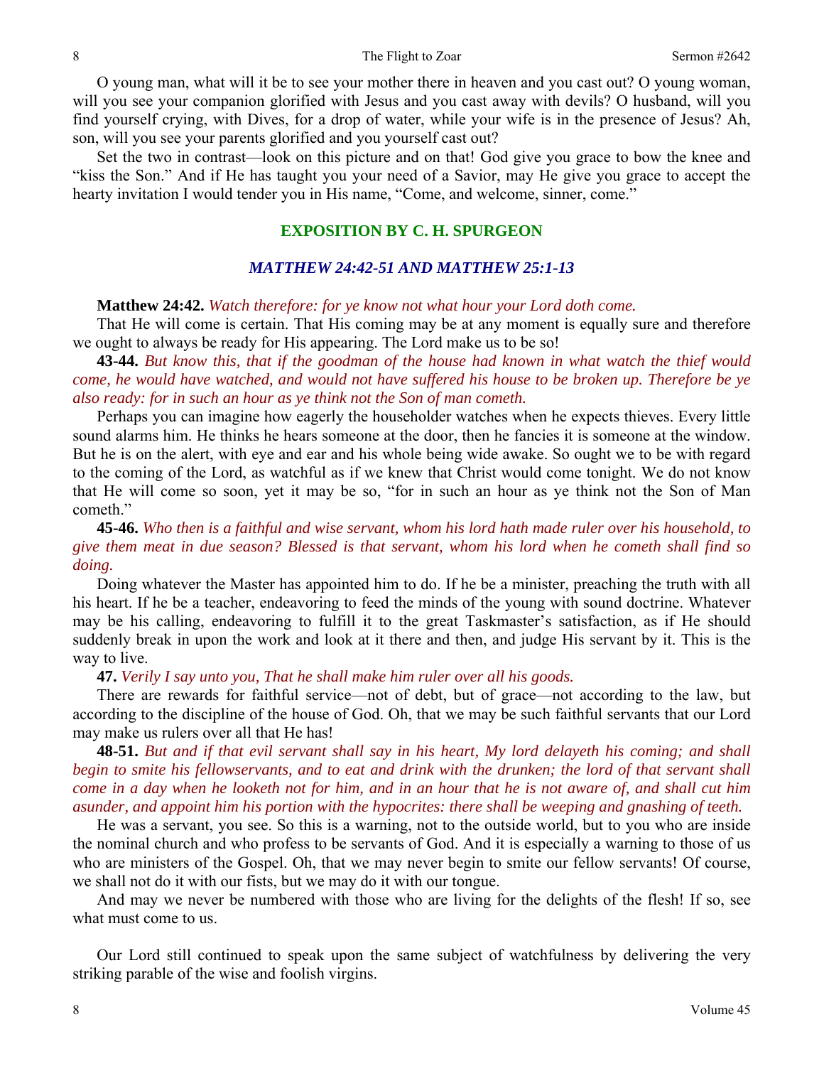O young man, what will it be to see your mother there in heaven and you cast out? O young woman, will you see your companion glorified with Jesus and you cast away with devils? O husband, will you find yourself crying, with Dives, for a drop of water, while your wife is in the presence of Jesus? Ah, son, will you see your parents glorified and you yourself cast out?

Set the two in contrast—look on this picture and on that! God give you grace to bow the knee and "kiss the Son." And if He has taught you your need of a Savior, may He give you grace to accept the hearty invitation I would tender you in His name, "Come, and welcome, sinner, come."

## EXPOSITION BY C. H. SPURGEON

### *MATTHEW 24:42-51 AND MATTHEW 25:1-13*

**Matthew 24:42.** *Watch therefore: for ye know not what hour your Lord doth come.*

That He will come is certain. That His coming may be at any moment is equally sure and therefore we ought to always be ready for His appearing. The Lord make us to be so!

**43-44.** *But know this, that if the goodman of the house had known in what watch the thief would come, he would have watched, and would not have suffered his house to be broken up. Therefore be ye also ready: for in such an hour as ye think not the Son of man cometh.*

Perhaps you can imagine how eagerly the householder watches when he expects thieves. Every little sound alarms him. He thinks he hears someone at the door, then he fancies it is someone at the window. But he is on the alert, with eye and ear and his whole being wide awake. So ought we to be with regard to the coming of the Lord, as watchful as if we knew that Christ would come tonight. We do not know that He will come so soon, yet it may be so, "for in such an hour as ye think not the Son of Man cometh."

**45-46.** *Who then is a faithful and wise servant, whom his lord hath made ruler over his household, to give them meat in due season? Blessed is that servant, whom his lord when he cometh shall find so doing.*

Doing whatever the Master has appointed him to do. If he be a minister, preaching the truth with all his heart. If he be a teacher, endeavoring to feed the minds of the young with sound doctrine. Whatever may be his calling, endeavoring to fulfill it to the great Taskmaster's satisfaction, as if He should suddenly break in upon the work and look at it there and then, and judge His servant by it. This is the way to live.

**47.** *Verily I say unto you, That he shall make him ruler over all his goods.*

There are rewards for faithful service—not of debt, but of grace—not according to the law, but according to the discipline of the house of God. Oh, that we may be such faithful servants that our Lord may make us rulers over all that He has!

**48-51.** *But and if that evil servant shall say in his heart, My lord delayeth his coming; and shall begin to smite his fellowservants, and to eat and drink with the drunken; the lord of that servant shall come in a day when he looketh not for him, and in an hour that he is not aware of, and shall cut him asunder, and appoint him his portion with the hypocrites: there shall be weeping and gnashing of teeth.*

He was a servant, you see. So this is a warning, not to the outside world, but to you who are inside the nominal church and who profess to be servants of God. And it is especially a warning to those of us who are ministers of the Gospel. Oh, that we may never begin to smite our fellow servants! Of course, we shall not do it with our fists, but we may do it with our tongue.

And may we never be numbered with those who are living for the delights of the flesh! If so, see what must come to us.

Our Lord still continued to speak upon the same subject of watchfulness by delivering the very striking parable of the wise and foolish virgins.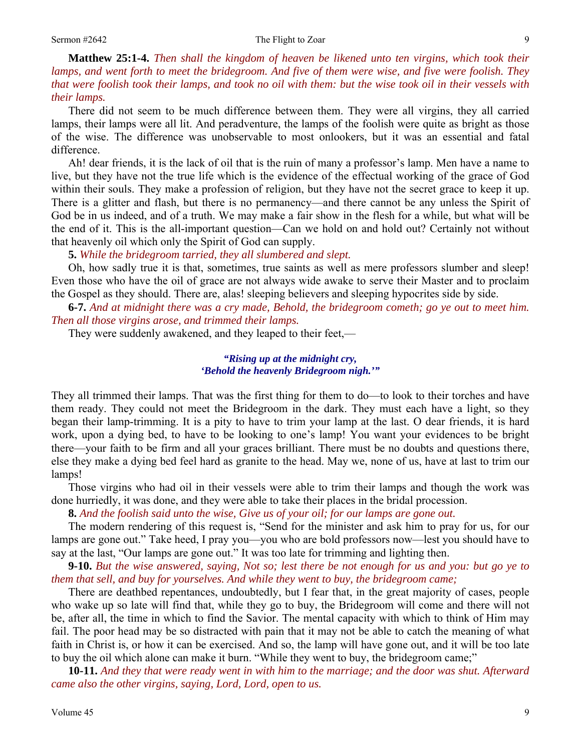**Matthew 25:1-4.** *Then shall the kingdom of heaven be likened unto ten virgins, which took their lamps, and went forth to meet the bridegroom. And five of them were wise, and five were foolish. They that were foolish took their lamps, and took no oil with them: but the wise took oil in their vessels with their lamps.*

There did not seem to be much difference between them. They were all virgins, they all carried lamps, their lamps were all lit. And peradventure, the lamps of the foolish were quite as bright as those of the wise. The difference was unobservable to most onlookers, but it was an essential and fatal difference.

Ah! dear friends, it is the lack of oil that is the ruin of many a professor's lamp. Men have a name to live, but they have not the true life which is the evidence of the effectual working of the grace of God within their souls. They make a profession of religion, but they have not the secret grace to keep it up. There is a glitter and flash, but there is no permanency—and there cannot be any unless the Spirit of God be in us indeed, and of a truth. We may make a fair show in the flesh for a while, but what will be the end of it. This is the all-important question—Can we hold on and hold out? Certainly not without that heavenly oil which only the Spirit of God can supply.

**5.** *While the bridegroom tarried, they all slumbered and slept.*

Oh, how sadly true it is that, sometimes, true saints as well as mere professors slumber and sleep! Even those who have the oil of grace are not always wide awake to serve their Master and to proclaim the Gospel as they should. There are, alas! sleeping believers and sleeping hypocrites side by side.

**6-7.** *And at midnight there was a cry made, Behold, the bridegroom cometh; go ye out to meet him. Then all those virgins arose, and trimmed their lamps.*

They were suddenly awakened, and they leaped to their feet,—

> ***"Rising up at the midnight cry,***
> ***'Behold the heavenly Bridegroom nigh.'"***

They all trimmed their lamps. That was the first thing for them to do—to look to their torches and have them ready. They could not meet the Bridegroom in the dark. They must each have a light, so they began their lamp-trimming. It is a pity to have to trim your lamp at the last. O dear friends, it is hard work, upon a dying bed, to have to be looking to one's lamp! You want your evidences to be bright there—your faith to be firm and all your graces brilliant. There must be no doubts and questions there, else they make a dying bed feel hard as granite to the head. May we, none of us, have at last to trim our lamps!

Those virgins who had oil in their vessels were able to trim their lamps and though the work was done hurriedly, it was done, and they were able to take their places in the bridal procession.

**8.** *And the foolish said unto the wise, Give us of your oil; for our lamps are gone out.*

The modern rendering of this request is, "Send for the minister and ask him to pray for us, for our lamps are gone out." Take heed, I pray you—you who are bold professors now—lest you should have to say at the last, "Our lamps are gone out." It was too late for trimming and lighting then.

**9-10.** *But the wise answered, saying, Not so; lest there be not enough for us and you: but go ye to them that sell, and buy for yourselves. And while they went to buy, the bridegroom came;*

There are deathbed repentances, undoubtedly, but I fear that, in the great majority of cases, people who wake up so late will find that, while they go to buy, the Bridegroom will come and there will not be, after all, the time in which to find the Savior. The mental capacity with which to think of Him may fail. The poor head may be so distracted with pain that it may not be able to catch the meaning of what faith in Christ is, or how it can be exercised. And so, the lamp will have gone out, and it will be too late to buy the oil which alone can make it burn. "While they went to buy, the bridegroom came;"

**10-11.** *And they that were ready went in with him to the marriage; and the door was shut. Afterward came also the other virgins, saying, Lord, Lord, open to us.*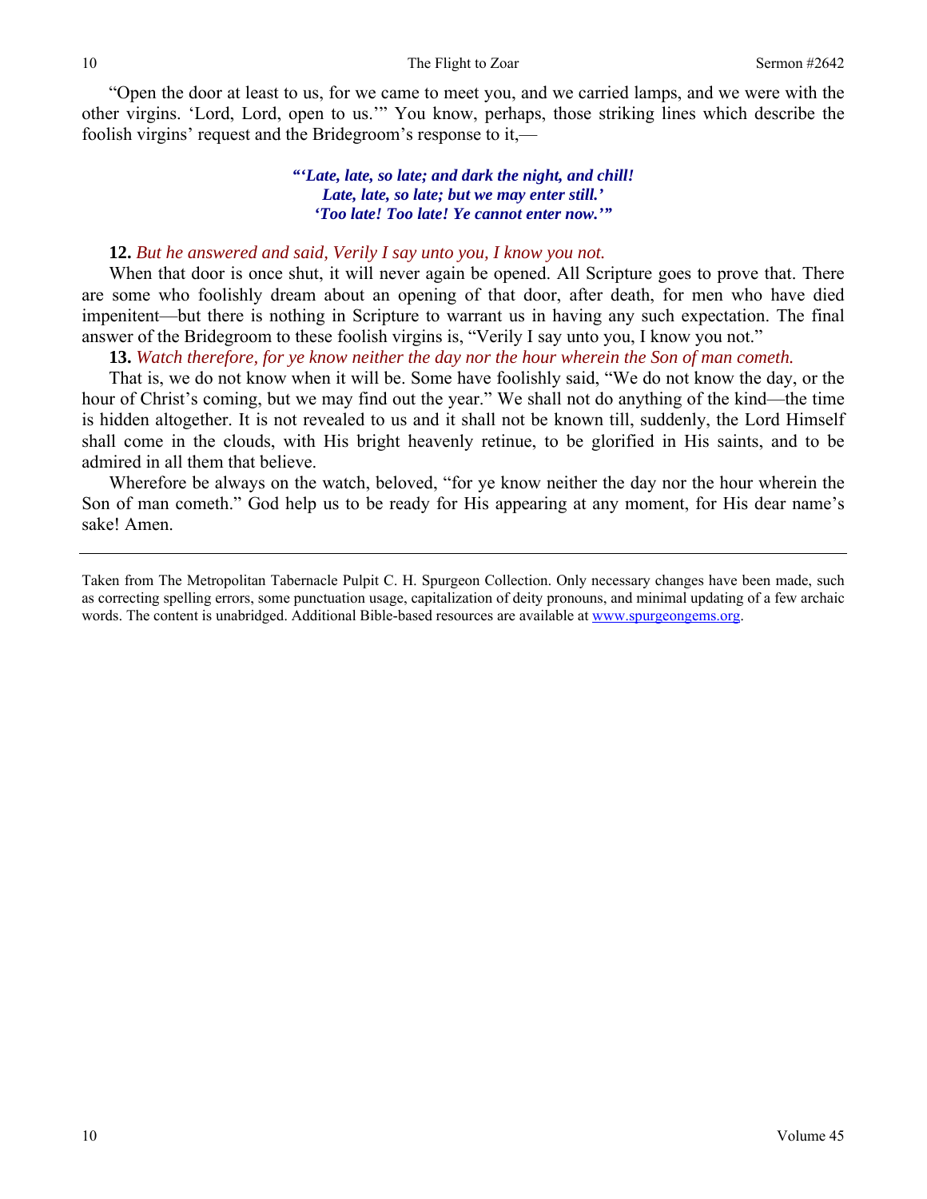"Open the door at least to us, for we came to meet you, and we carried lamps, and we were with the other virgins. 'Lord, Lord, open to us.'" You know, perhaps, those striking lines which describe the foolish virgins' request and the Bridegroom's response to it,—

> ***"'Late, late, so late; and dark the night, and chill!***
> ***Late, late, so late; but we may enter still.'***
> ***'Too late! Too late! Ye cannot enter now.'"***

**12.** *But he answered and said, Verily I say unto you, I know you not.*

When that door is once shut, it will never again be opened. All Scripture goes to prove that. There are some who foolishly dream about an opening of that door, after death, for men who have died impenitent—but there is nothing in Scripture to warrant us in having any such expectation. The final answer of the Bridegroom to these foolish virgins is, "Verily I say unto you, I know you not."

**13.** *Watch therefore, for ye know neither the day nor the hour wherein the Son of man cometh.*

That is, we do not know when it will be. Some have foolishly said, "We do not know the day, or the hour of Christ's coming, but we may find out the year." We shall not do anything of the kind—the time is hidden altogether. It is not revealed to us and it shall not be known till, suddenly, the Lord Himself shall come in the clouds, with His bright heavenly retinue, to be glorified in His saints, and to be admired in all them that believe.

Wherefore be always on the watch, beloved, "for ye know neither the day nor the hour wherein the Son of man cometh." God help us to be ready for His appearing at any moment, for His dear name's sake! Amen.

---

Taken from The Metropolitan Tabernacle Pulpit C. H. Spurgeon Collection. Only necessary changes have been made, such as correcting spelling errors, some punctuation usage, capitalization of deity pronouns, and minimal updating of a few archaic words. The content is unabridged. Additional Bible-based resources are available at www.spurgeongems.org.